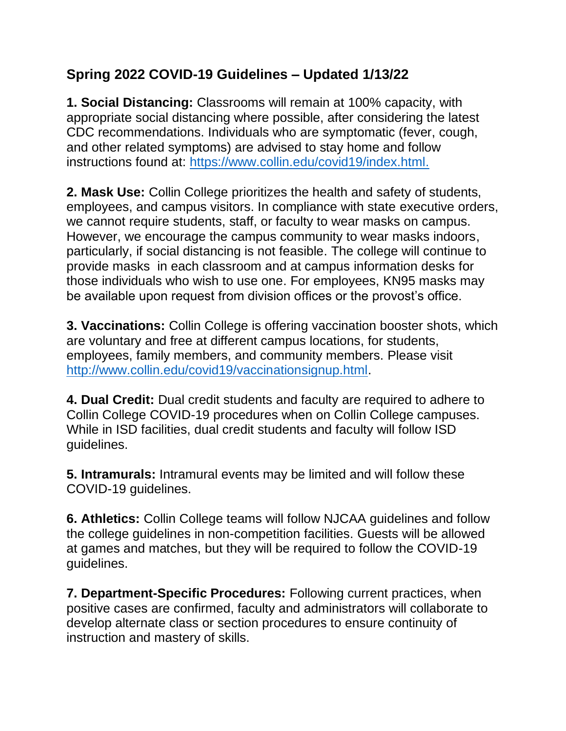## Spring 2022 COVID-19 Guidelines – Updated 1/13/22

**1. Social Distancing:** Classrooms will remain at 100% capacity, with appropriate social distancing where possible, after considering the latest CDC recommendations. Individuals who are symptomatic (fever, cough, and other related symptoms) are advised to stay home and follow instructions found at: [https://www.collin.edu/covid19/index.html.](https://www.collin.edu/covid19/index.html)

**2. Mask Use:** Collin College prioritizes the health and safety of students, employees, and campus visitors. In compliance with state executive orders, we cannot require students, staff, or faculty to wear masks on campus. However, we encourage the campus community to wear masks indoors, particularly, if social distancing is not feasible. The college will continue to provide masks in each classroom and at campus information desks for those individuals who wish to use one. For employees, KN95 masks may be available upon request from division offices or the provost's office.

**3. Vaccinations:** Collin College is offering vaccination booster shots, which are voluntary and free at different campus locations, for students, employees, family members, and community members. Please visit [http://www.collin.edu/covid19/vaccinationsignup.html](http://www.collin.edu/covid19/vaccinationsignup.html).

**4. Dual Credit:** Dual credit students and faculty are required to adhere to Collin College COVID-19 procedures when on Collin College campuses. While in ISD facilities, dual credit students and faculty will follow ISD guidelines.

**5. Intramurals:** Intramural events may be limited and will follow these COVID-19 guidelines.

**6. Athletics:** Collin College teams will follow NJCAA guidelines and follow the college guidelines in non-competition facilities. Guests will be allowed at games and matches, but they will be required to follow the COVID-19 guidelines.

**7. Department-Specific Procedures:** Following current practices, when positive cases are confirmed, faculty and administrators will collaborate to develop alternate class or section procedures to ensure continuity of instruction and mastery of skills.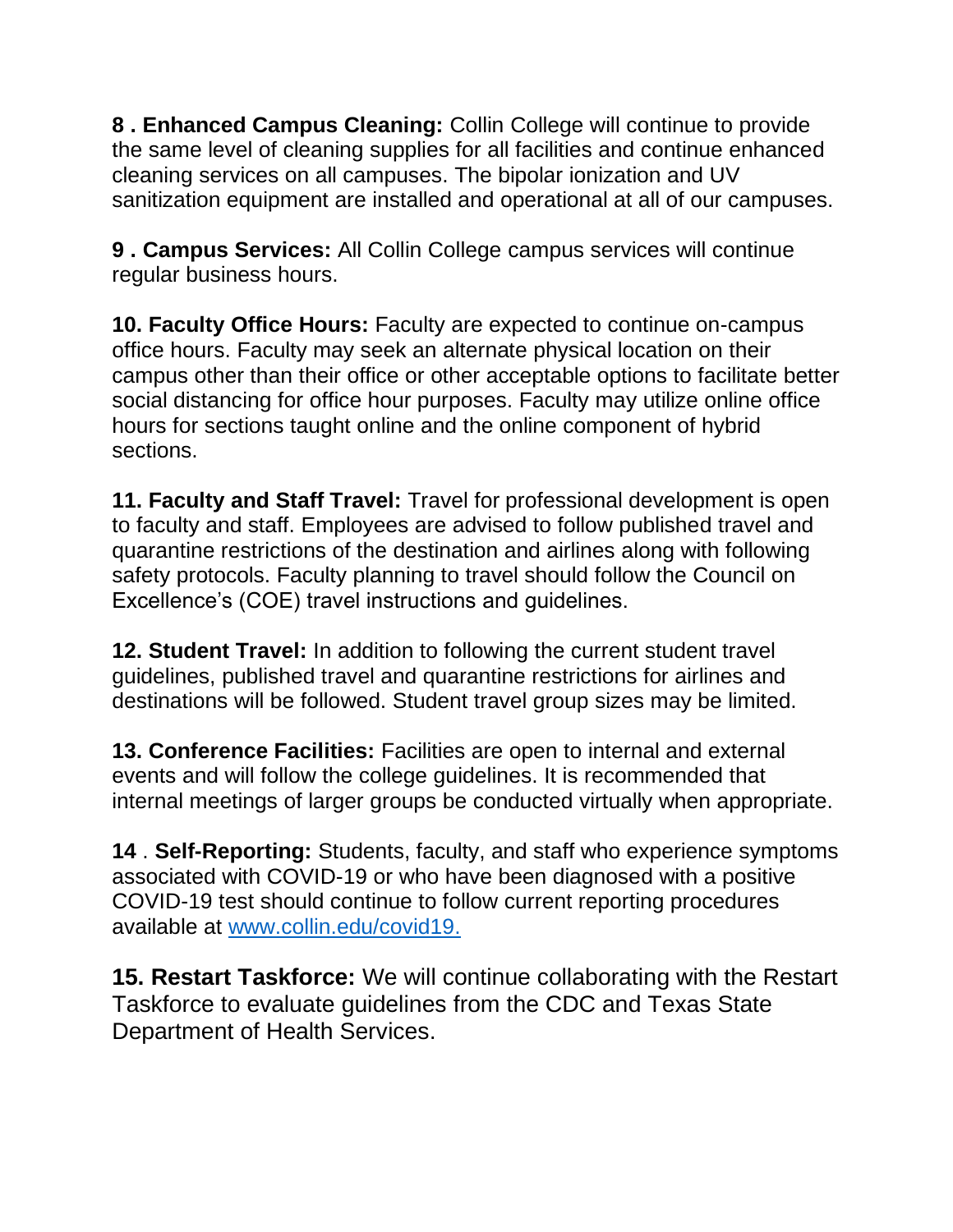**8 . Enhanced Campus Cleaning:** Collin College will continue to provide the same level of cleaning supplies for all facilities and continue enhanced cleaning services on all campuses. The bipolar ionization and UV sanitization equipment are installed and operational at all of our campuses.

**9 . Campus Services:** All Collin College campus services will continue regular business hours.

**10. Faculty Office Hours:** Faculty are expected to continue on-campus office hours. Faculty may seek an alternate physical location on their campus other than their office or other acceptable options to facilitate better social distancing for office hour purposes. Faculty may utilize online office hours for sections taught online and the online component of hybrid sections.

**11. Faculty and Staff Travel:** Travel for professional development is open to faculty and staff. Employees are advised to follow published travel and quarantine restrictions of the destination and airlines along with following safety protocols. Faculty planning to travel should follow the Council on Excellence's (COE) travel instructions and guidelines.

**12. Student Travel:** In addition to following the current student travel guidelines, published travel and quarantine restrictions for airlines and destinations will be followed. Student travel group sizes may be limited.

**13. Conference Facilities:** Facilities are open to internal and external events and will follow the college guidelines. It is recommended that internal meetings of larger groups be conducted virtually when appropriate.

**14** . **Self-Reporting:** Students, faculty, and staff who experience symptoms associated with COVID-19 or who have been diagnosed with a positive COVID-19 test should continue to follow current reporting procedures available at [www.collin.edu/covid19.](http://www.collin.edu/covid19)

**15. Restart Taskforce:** We will continue collaborating with the Restart Taskforce to evaluate guidelines from the CDC and Texas State Department of Health Services.